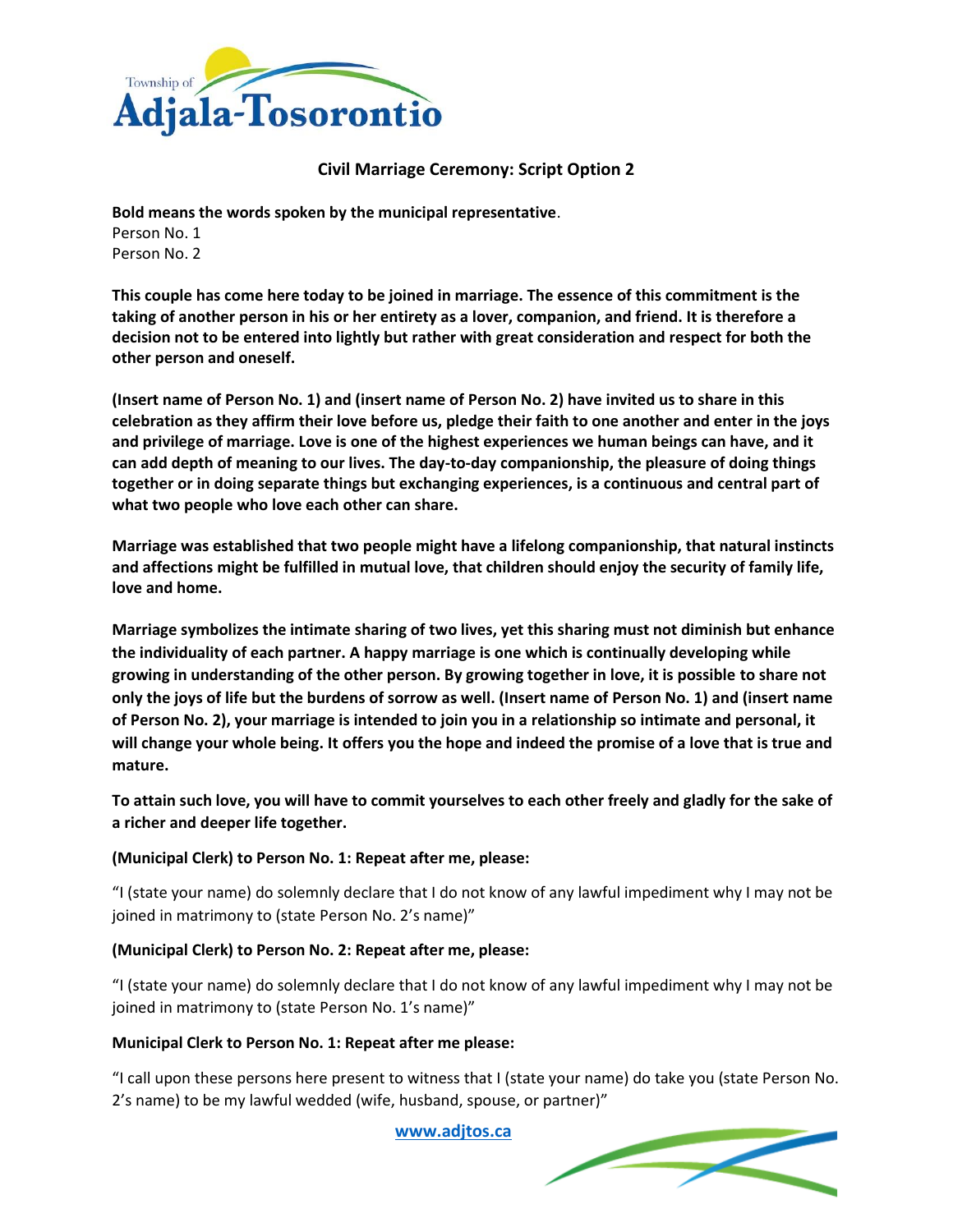# Civil Marriage Ceremony: Script Option 2

**Bold means the words spoken by the municipal representative**.
Person No. 1
Person No. 2

**This couple has come here today to be joined in marriage. The essence of this commitment is the taking of another person in his or her entirety as a lover, companion, and friend. It is therefore a decision not to be entered into lightly but rather with great consideration and respect for both the other person and oneself.**

**(Insert name of Person No. 1) and (insert name of Person No. 2) have invited us to share in this celebration as they affirm their love before us, pledge their faith to one another and enter in the joys and privilege of marriage. Love is one of the highest experiences we human beings can have, and it can add depth of meaning to our lives. The day-to-day companionship, the pleasure of doing things together or in doing separate things but exchanging experiences, is a continuous and central part of what two people who love each other can share.**

**Marriage was established that two people might have a lifelong companionship, that natural instincts and affections might be fulfilled in mutual love, that children should enjoy the security of family life, love and home.**

**Marriage symbolizes the intimate sharing of two lives, yet this sharing must not diminish but enhance the individuality of each partner. A happy marriage is one which is continually developing while growing in understanding of the other person. By growing together in love, it is possible to share not only the joys of life but the burdens of sorrow as well. (Insert name of Person No. 1) and (insert name of Person No. 2), your marriage is intended to join you in a relationship so intimate and personal, it will change your whole being. It offers you the hope and indeed the promise of a love that is true and mature.**

**To attain such love, you will have to commit yourselves to each other freely and gladly for the sake of a richer and deeper life together.**

**(Municipal Clerk) to Person No. 1: Repeat after me, please:**

"I (state your name) do solemnly declare that I do not know of any lawful impediment why I may not be joined in matrimony to (state Person No. 2's name)"

**(Municipal Clerk) to Person No. 2: Repeat after me, please:**

"I (state your name) do solemnly declare that I do not know of any lawful impediment why I may not be joined in matrimony to (state Person No. 1's name)"

**Municipal Clerk to Person No. 1: Repeat after me please:**

"I call upon these persons here present to witness that I (state your name) do take you (state Person No. 2's name) to be my lawful wedded (wife, husband, spouse, or partner)"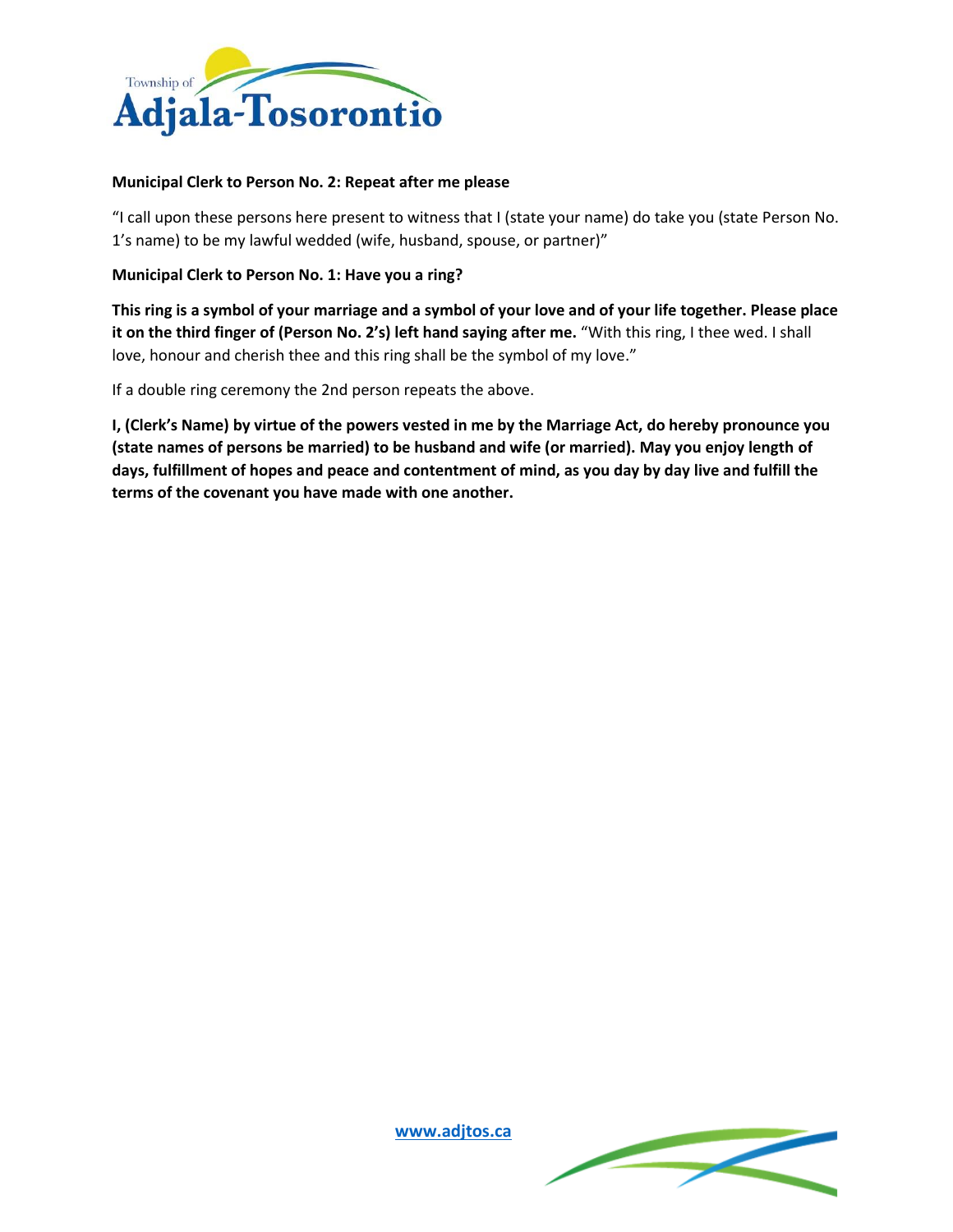**Municipal Clerk to Person No. 2: Repeat after me please**

"I call upon these persons here present to witness that I (state your name) do take you (state Person No. 1's name) to be my lawful wedded (wife, husband, spouse, or partner)"

**Municipal Clerk to Person No. 1: Have you a ring?**

**This ring is a symbol of your marriage and a symbol of your love and of your life together. Please place it on the third finger of (Person No. 2's) left hand saying after me.** "With this ring, I thee wed. I shall love, honour and cherish thee and this ring shall be the symbol of my love."

If a double ring ceremony the 2nd person repeats the above.

**I, (Clerk's Name) by virtue of the powers vested in me by the Marriage Act, do hereby pronounce you (state names of persons be married) to be husband and wife (or married). May you enjoy length of days, fulfillment of hopes and peace and contentment of mind, as you day by day live and fulfill the terms of the covenant you have made with one another.**